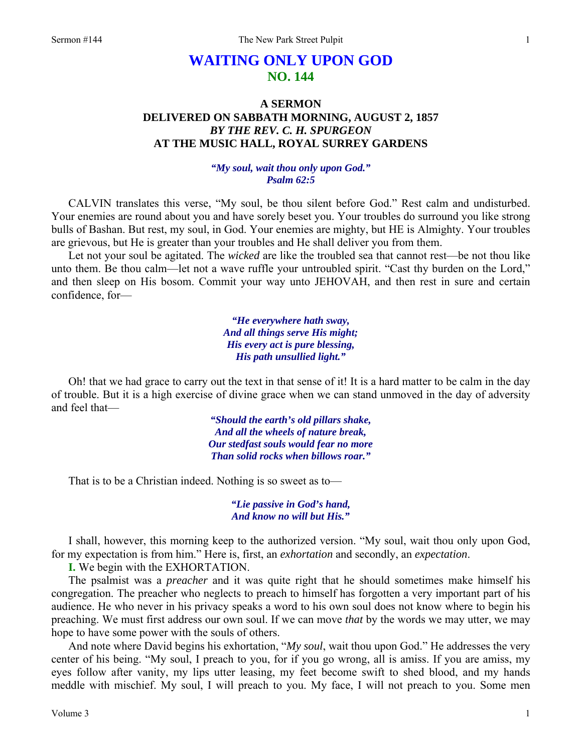# WAITING ONLY UPON GOD
## NO. 144

### A SERMON
### DELIVERED ON SABBATH MORNING, AUGUST 2, 1857
### *BY THE REV. C. H. SPURGEON*
### AT THE MUSIC HALL, ROYAL SURREY GARDENS

***"My soul, wait thou only upon God."***
***Psalm 62:5***

CALVIN translates this verse, "My soul, be thou silent before God." Rest calm and undisturbed. Your enemies are round about you and have sorely beset you. Your troubles do surround you like strong bulls of Bashan. But rest, my soul, in God. Your enemies are mighty, but HE is Almighty. Your troubles are grievous, but He is greater than your troubles and He shall deliver you from them.

Let not your soul be agitated. The *wicked* are like the troubled sea that cannot rest—be not thou like unto them. Be thou calm—let not a wave ruffle your untroubled spirit. "Cast thy burden on the Lord," and then sleep on His bosom. Commit your way unto JEHOVAH, and then rest in sure and certain confidence, for—

> ***"He everywhere hath sway,***
> ***And all things serve His might;***
> ***His every act is pure blessing,***
> ***His path unsullied light."***

Oh! that we had grace to carry out the text in that sense of it! It is a hard matter to be calm in the day of trouble. But it is a high exercise of divine grace when we can stand unmoved in the day of adversity and feel that—

> ***"Should the earth's old pillars shake,***
> ***And all the wheels of nature break,***
> ***Our stedfast souls would fear no more***
> ***Than solid rocks when billows roar."***

That is to be a Christian indeed. Nothing is so sweet as to—

> ***"Lie passive in God's hand,***
> ***And know no will but His."***

I shall, however, this morning keep to the authorized version. "My soul, wait thou only upon God, for my expectation is from him." Here is, first, an *exhortation* and secondly, an *expectation*.

**I.** We begin with the EXHORTATION.

The psalmist was a *preacher* and it was quite right that he should sometimes make himself his congregation. The preacher who neglects to preach to himself has forgotten a very important part of his audience. He who never in his privacy speaks a word to his own soul does not know where to begin his preaching. We must first address our own soul. If we can move *that* by the words we may utter, we may hope to have some power with the souls of others.

And note where David begins his exhortation, "*My soul*, wait thou upon God." He addresses the very center of his being. "My soul, I preach to you, for if you go wrong, all is amiss. If you are amiss, my eyes follow after vanity, my lips utter leasing, my feet become swift to shed blood, and my hands meddle with mischief. My soul, I will preach to you. My face, I will not preach to you. Some men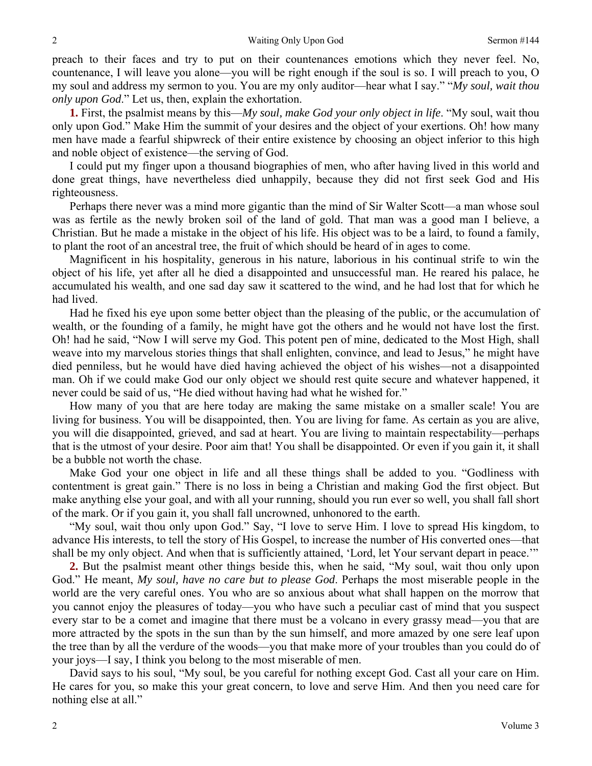preach to their faces and try to put on their countenances emotions which they never feel. No, countenance, I will leave you alone—you will be right enough if the soul is so. I will preach to you, O my soul and address my sermon to you. You are my only auditor—hear what I say." "*My soul, wait thou only upon God*." Let us, then, explain the exhortation.

**1.** First, the psalmist means by this—*My soul, make God your only object in life*. "My soul, wait thou only upon God." Make Him the summit of your desires and the object of your exertions. Oh! how many men have made a fearful shipwreck of their entire existence by choosing an object inferior to this high and noble object of existence—the serving of God.

I could put my finger upon a thousand biographies of men, who after having lived in this world and done great things, have nevertheless died unhappily, because they did not first seek God and His righteousness.

Perhaps there never was a mind more gigantic than the mind of Sir Walter Scott—a man whose soul was as fertile as the newly broken soil of the land of gold. That man was a good man I believe, a Christian. But he made a mistake in the object of his life. His object was to be a laird, to found a family, to plant the root of an ancestral tree, the fruit of which should be heard of in ages to come.

Magnificent in his hospitality, generous in his nature, laborious in his continual strife to win the object of his life, yet after all he died a disappointed and unsuccessful man. He reared his palace, he accumulated his wealth, and one sad day saw it scattered to the wind, and he had lost that for which he had lived.

Had he fixed his eye upon some better object than the pleasing of the public, or the accumulation of wealth, or the founding of a family, he might have got the others and he would not have lost the first. Oh! had he said, "Now I will serve my God. This potent pen of mine, dedicated to the Most High, shall weave into my marvelous stories things that shall enlighten, convince, and lead to Jesus," he might have died penniless, but he would have died having achieved the object of his wishes—not a disappointed man. Oh if we could make God our only object we should rest quite secure and whatever happened, it never could be said of us, "He died without having had what he wished for."

How many of you that are here today are making the same mistake on a smaller scale! You are living for business. You will be disappointed, then. You are living for fame. As certain as you are alive, you will die disappointed, grieved, and sad at heart. You are living to maintain respectability—perhaps that is the utmost of your desire. Poor aim that! You shall be disappointed. Or even if you gain it, it shall be a bubble not worth the chase.

Make God your one object in life and all these things shall be added to you. "Godliness with contentment is great gain." There is no loss in being a Christian and making God the first object. But make anything else your goal, and with all your running, should you run ever so well, you shall fall short of the mark. Or if you gain it, you shall fall uncrowned, unhonored to the earth.

"My soul, wait thou only upon God." Say, "I love to serve Him. I love to spread His kingdom, to advance His interests, to tell the story of His Gospel, to increase the number of His converted ones—that shall be my only object. And when that is sufficiently attained, 'Lord, let Your servant depart in peace.'"

**2.** But the psalmist meant other things beside this, when he said, "My soul, wait thou only upon God." He meant, *My soul, have no care but to please God*. Perhaps the most miserable people in the world are the very careful ones. You who are so anxious about what shall happen on the morrow that you cannot enjoy the pleasures of today—you who have such a peculiar cast of mind that you suspect every star to be a comet and imagine that there must be a volcano in every grassy mead—you that are more attracted by the spots in the sun than by the sun himself, and more amazed by one sere leaf upon the tree than by all the verdure of the woods—you that make more of your troubles than you could do of your joys—I say, I think you belong to the most miserable of men.

David says to his soul, "My soul, be you careful for nothing except God. Cast all your care on Him. He cares for you, so make this your great concern, to love and serve Him. And then you need care for nothing else at all."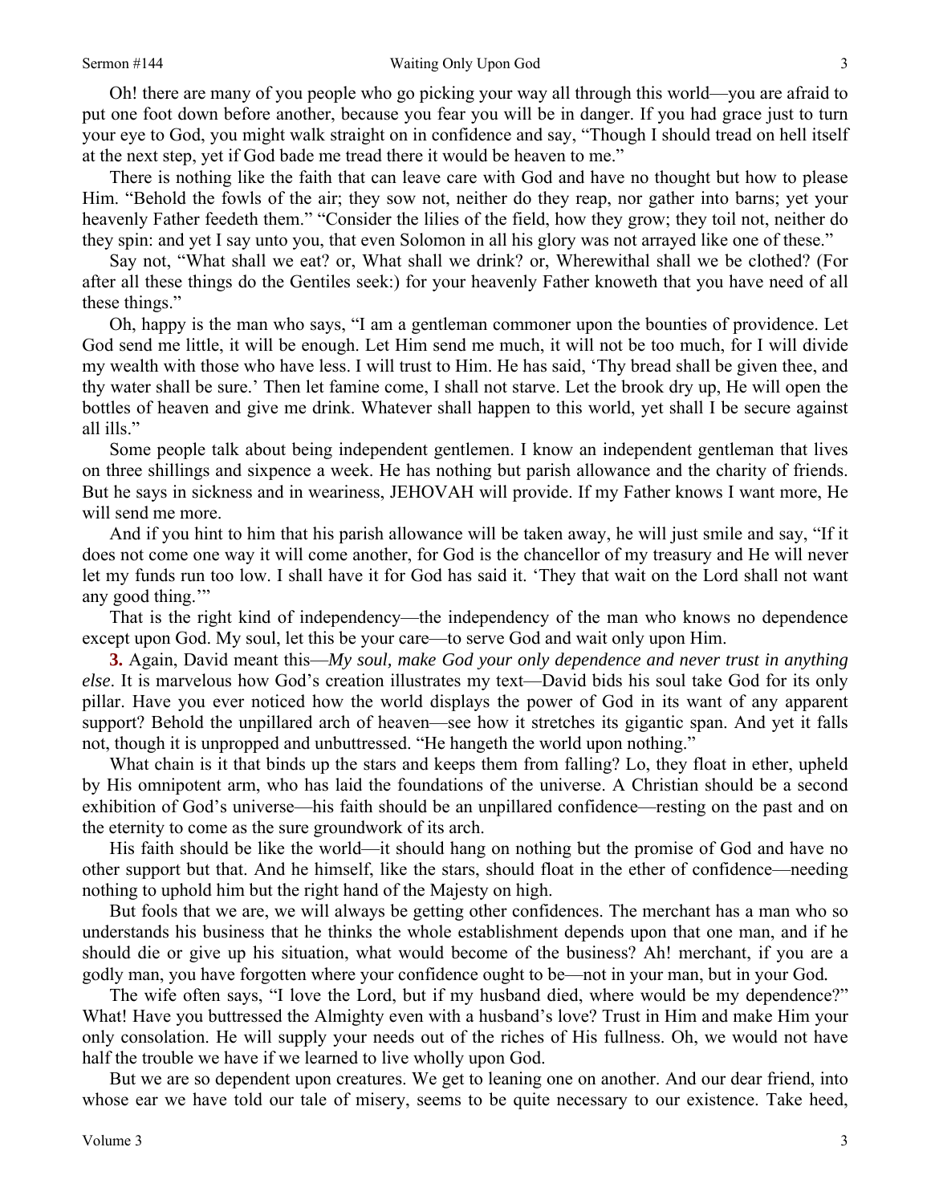Oh! there are many of you people who go picking your way all through this world—you are afraid to put one foot down before another, because you fear you will be in danger. If you had grace just to turn your eye to God, you might walk straight on in confidence and say, "Though I should tread on hell itself at the next step, yet if God bade me tread there it would be heaven to me."

There is nothing like the faith that can leave care with God and have no thought but how to please Him. "Behold the fowls of the air; they sow not, neither do they reap, nor gather into barns; yet your heavenly Father feedeth them." "Consider the lilies of the field, how they grow; they toil not, neither do they spin: and yet I say unto you, that even Solomon in all his glory was not arrayed like one of these."

Say not, "What shall we eat? or, What shall we drink? or, Wherewithal shall we be clothed? (For after all these things do the Gentiles seek:) for your heavenly Father knoweth that you have need of all these things."

Oh, happy is the man who says, "I am a gentleman commoner upon the bounties of providence. Let God send me little, it will be enough. Let Him send me much, it will not be too much, for I will divide my wealth with those who have less. I will trust to Him. He has said, 'Thy bread shall be given thee, and thy water shall be sure.' Then let famine come, I shall not starve. Let the brook dry up, He will open the bottles of heaven and give me drink. Whatever shall happen to this world, yet shall I be secure against all ills."

Some people talk about being independent gentlemen. I know an independent gentleman that lives on three shillings and sixpence a week. He has nothing but parish allowance and the charity of friends. But he says in sickness and in weariness, JEHOVAH will provide. If my Father knows I want more, He will send me more.

And if you hint to him that his parish allowance will be taken away, he will just smile and say, "If it does not come one way it will come another, for God is the chancellor of my treasury and He will never let my funds run too low. I shall have it for God has said it. 'They that wait on the Lord shall not want any good thing.'"

That is the right kind of independency—the independency of the man who knows no dependence except upon God. My soul, let this be your care—to serve God and wait only upon Him.

**3.** Again, David meant this—*My soul, make God your only dependence and never trust in anything else*. It is marvelous how God's creation illustrates my text—David bids his soul take God for its only pillar. Have you ever noticed how the world displays the power of God in its want of any apparent support? Behold the unpillared arch of heaven—see how it stretches its gigantic span. And yet it falls not, though it is unpropped and unbuttressed. "He hangeth the world upon nothing."

What chain is it that binds up the stars and keeps them from falling? Lo, they float in ether, upheld by His omnipotent arm, who has laid the foundations of the universe. A Christian should be a second exhibition of God's universe—his faith should be an unpillared confidence—resting on the past and on the eternity to come as the sure groundwork of its arch.

His faith should be like the world—it should hang on nothing but the promise of God and have no other support but that. And he himself, like the stars, should float in the ether of confidence—needing nothing to uphold him but the right hand of the Majesty on high.

But fools that we are, we will always be getting other confidences. The merchant has a man who so understands his business that he thinks the whole establishment depends upon that one man, and if he should die or give up his situation, what would become of the business? Ah! merchant, if you are a godly man, you have forgotten where your confidence ought to be—not in your man, but in your God.

The wife often says, "I love the Lord, but if my husband died, where would be my dependence?" What! Have you buttressed the Almighty even with a husband's love? Trust in Him and make Him your only consolation. He will supply your needs out of the riches of His fullness. Oh, we would not have half the trouble we have if we learned to live wholly upon God.

But we are so dependent upon creatures. We get to leaning one on another. And our dear friend, into whose ear we have told our tale of misery, seems to be quite necessary to our existence. Take heed,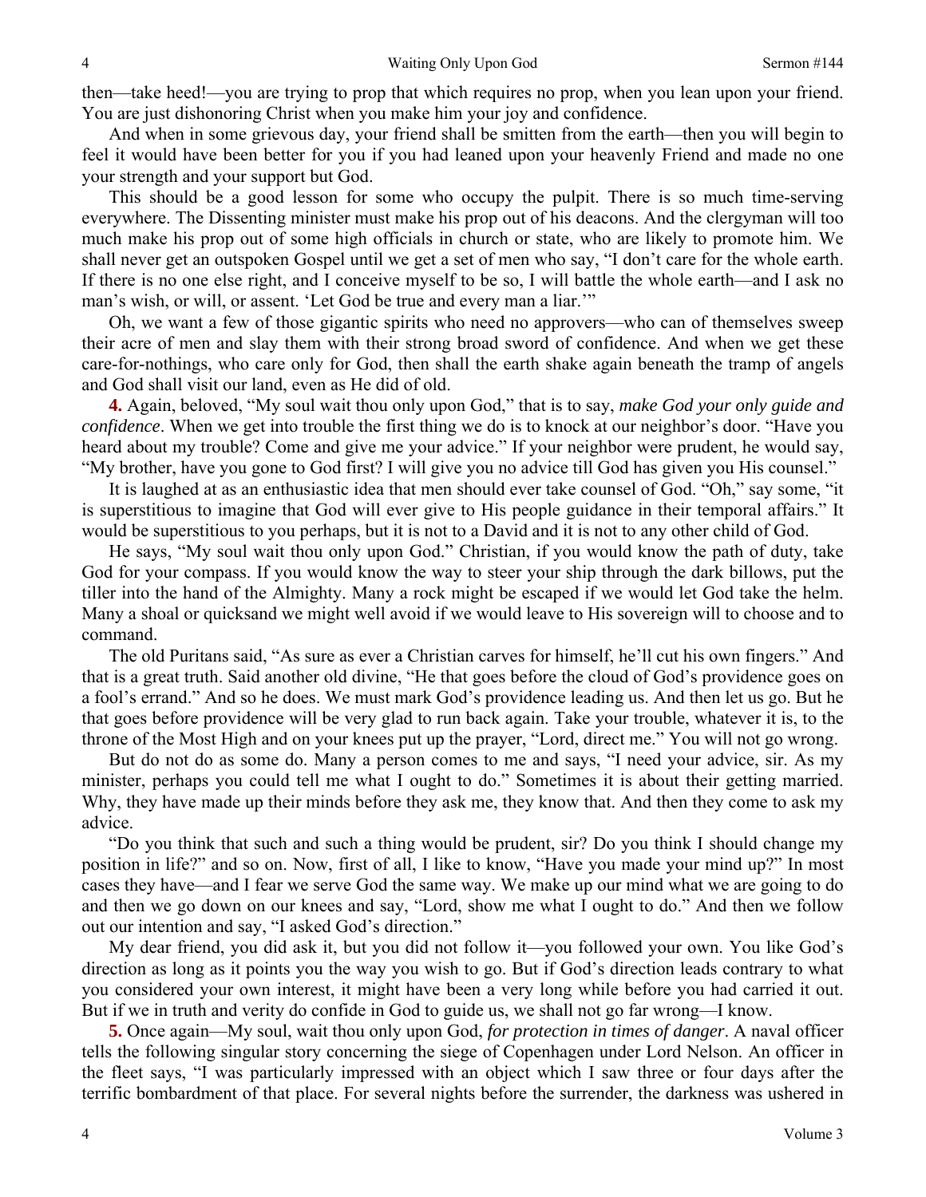then—take heed!—you are trying to prop that which requires no prop, when you lean upon your friend. You are just dishonoring Christ when you make him your joy and confidence.

And when in some grievous day, your friend shall be smitten from the earth—then you will begin to feel it would have been better for you if you had leaned upon your heavenly Friend and made no one your strength and your support but God.

This should be a good lesson for some who occupy the pulpit. There is so much time-serving everywhere. The Dissenting minister must make his prop out of his deacons. And the clergyman will too much make his prop out of some high officials in church or state, who are likely to promote him. We shall never get an outspoken Gospel until we get a set of men who say, "I don't care for the whole earth. If there is no one else right, and I conceive myself to be so, I will battle the whole earth—and I ask no man's wish, or will, or assent. 'Let God be true and every man a liar.'"

Oh, we want a few of those gigantic spirits who need no approvers—who can of themselves sweep their acre of men and slay them with their strong broad sword of confidence. And when we get these care-for-nothings, who care only for God, then shall the earth shake again beneath the tramp of angels and God shall visit our land, even as He did of old.

**4.** Again, beloved, "My soul wait thou only upon God," that is to say, *make God your only guide and confidence*. When we get into trouble the first thing we do is to knock at our neighbor's door. "Have you heard about my trouble? Come and give me your advice." If your neighbor were prudent, he would say, "My brother, have you gone to God first? I will give you no advice till God has given you His counsel."

It is laughed at as an enthusiastic idea that men should ever take counsel of God. "Oh," say some, "it is superstitious to imagine that God will ever give to His people guidance in their temporal affairs." It would be superstitious to you perhaps, but it is not to a David and it is not to any other child of God.

He says, "My soul wait thou only upon God." Christian, if you would know the path of duty, take God for your compass. If you would know the way to steer your ship through the dark billows, put the tiller into the hand of the Almighty. Many a rock might be escaped if we would let God take the helm. Many a shoal or quicksand we might well avoid if we would leave to His sovereign will to choose and to command.

The old Puritans said, "As sure as ever a Christian carves for himself, he'll cut his own fingers." And that is a great truth. Said another old divine, "He that goes before the cloud of God's providence goes on a fool's errand." And so he does. We must mark God's providence leading us. And then let us go. But he that goes before providence will be very glad to run back again. Take your trouble, whatever it is, to the throne of the Most High and on your knees put up the prayer, "Lord, direct me." You will not go wrong.

But do not do as some do. Many a person comes to me and says, "I need your advice, sir. As my minister, perhaps you could tell me what I ought to do." Sometimes it is about their getting married. Why, they have made up their minds before they ask me, they know that. And then they come to ask my advice.

"Do you think that such and such a thing would be prudent, sir? Do you think I should change my position in life?" and so on. Now, first of all, I like to know, "Have you made your mind up?" In most cases they have—and I fear we serve God the same way. We make up our mind what we are going to do and then we go down on our knees and say, "Lord, show me what I ought to do." And then we follow out our intention and say, "I asked God's direction."

My dear friend, you did ask it, but you did not follow it—you followed your own. You like God's direction as long as it points you the way you wish to go. But if God's direction leads contrary to what you considered your own interest, it might have been a very long while before you had carried it out. But if we in truth and verity do confide in God to guide us, we shall not go far wrong—I know.

**5.** Once again—My soul, wait thou only upon God, *for protection in times of danger*. A naval officer tells the following singular story concerning the siege of Copenhagen under Lord Nelson. An officer in the fleet says, "I was particularly impressed with an object which I saw three or four days after the terrific bombardment of that place. For several nights before the surrender, the darkness was ushered in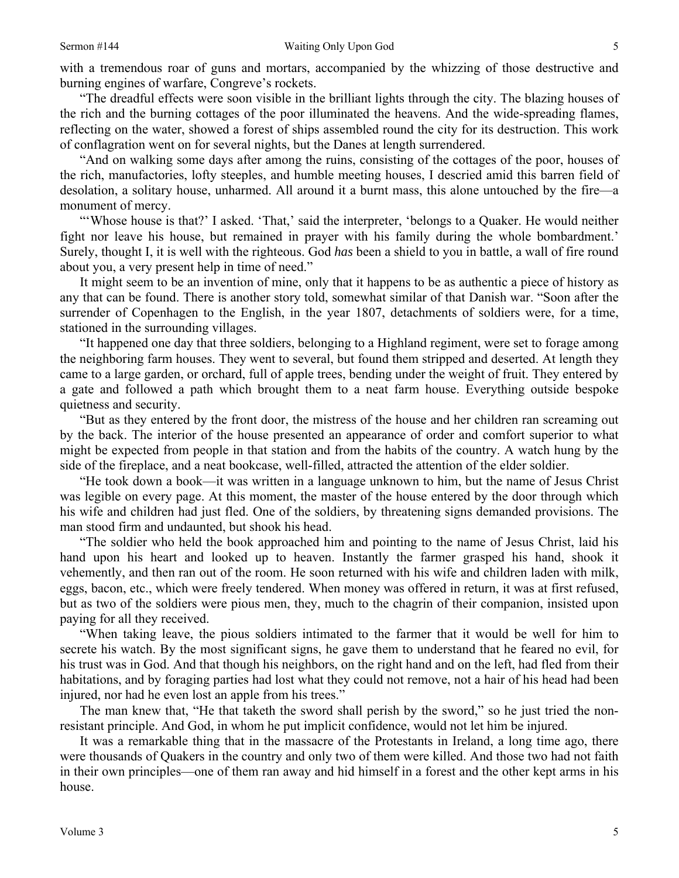with a tremendous roar of guns and mortars, accompanied by the whizzing of those destructive and burning engines of warfare, Congreve's rockets.

"The dreadful effects were soon visible in the brilliant lights through the city. The blazing houses of the rich and the burning cottages of the poor illuminated the heavens. And the wide-spreading flames, reflecting on the water, showed a forest of ships assembled round the city for its destruction. This work of conflagration went on for several nights, but the Danes at length surrendered.

"And on walking some days after among the ruins, consisting of the cottages of the poor, houses of the rich, manufactories, lofty steeples, and humble meeting houses, I descried amid this barren field of desolation, a solitary house, unharmed. All around it a burnt mass, this alone untouched by the fire—a monument of mercy.

"'Whose house is that?' I asked. 'That,' said the interpreter, 'belongs to a Quaker. He would neither fight nor leave his house, but remained in prayer with his family during the whole bombardment.' Surely, thought I, it is well with the righteous. God *has* been a shield to you in battle, a wall of fire round about you, a very present help in time of need."

It might seem to be an invention of mine, only that it happens to be as authentic a piece of history as any that can be found. There is another story told, somewhat similar of that Danish war. "Soon after the surrender of Copenhagen to the English, in the year 1807, detachments of soldiers were, for a time, stationed in the surrounding villages.

"It happened one day that three soldiers, belonging to a Highland regiment, were set to forage among the neighboring farm houses. They went to several, but found them stripped and deserted. At length they came to a large garden, or orchard, full of apple trees, bending under the weight of fruit. They entered by a gate and followed a path which brought them to a neat farm house. Everything outside bespoke quietness and security.

"But as they entered by the front door, the mistress of the house and her children ran screaming out by the back. The interior of the house presented an appearance of order and comfort superior to what might be expected from people in that station and from the habits of the country. A watch hung by the side of the fireplace, and a neat bookcase, well-filled, attracted the attention of the elder soldier.

"He took down a book—it was written in a language unknown to him, but the name of Jesus Christ was legible on every page. At this moment, the master of the house entered by the door through which his wife and children had just fled. One of the soldiers, by threatening signs demanded provisions. The man stood firm and undaunted, but shook his head.

"The soldier who held the book approached him and pointing to the name of Jesus Christ, laid his hand upon his heart and looked up to heaven. Instantly the farmer grasped his hand, shook it vehemently, and then ran out of the room. He soon returned with his wife and children laden with milk, eggs, bacon, etc., which were freely tendered. When money was offered in return, it was at first refused, but as two of the soldiers were pious men, they, much to the chagrin of their companion, insisted upon paying for all they received.

"When taking leave, the pious soldiers intimated to the farmer that it would be well for him to secrete his watch. By the most significant signs, he gave them to understand that he feared no evil, for his trust was in God. And that though his neighbors, on the right hand and on the left, had fled from their habitations, and by foraging parties had lost what they could not remove, not a hair of his head had been injured, nor had he even lost an apple from his trees."

The man knew that, "He that taketh the sword shall perish by the sword," so he just tried the non-resistant principle. And God, in whom he put implicit confidence, would not let him be injured.

It was a remarkable thing that in the massacre of the Protestants in Ireland, a long time ago, there were thousands of Quakers in the country and only two of them were killed. And those two had not faith in their own principles—one of them ran away and hid himself in a forest and the other kept arms in his house.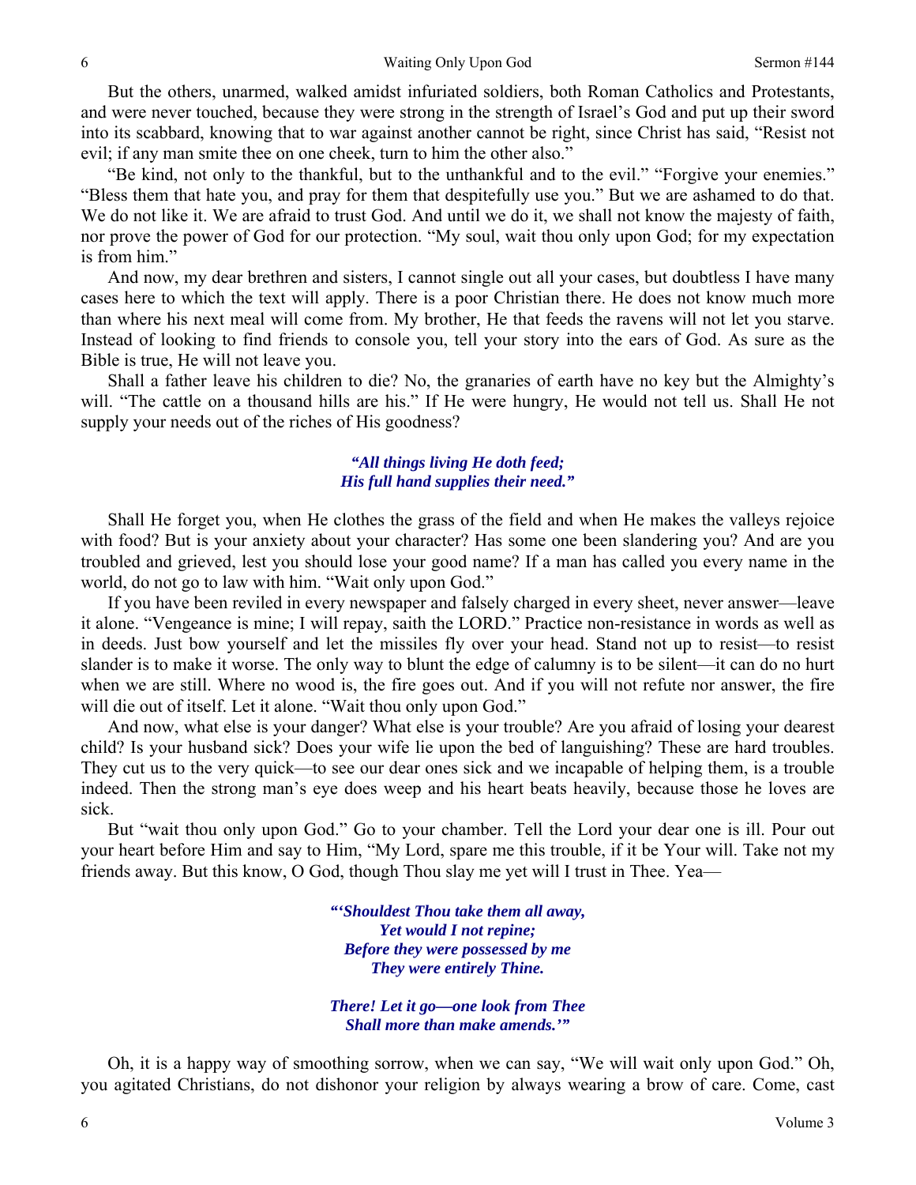But the others, unarmed, walked amidst infuriated soldiers, both Roman Catholics and Protestants, and were never touched, because they were strong in the strength of Israel's God and put up their sword into its scabbard, knowing that to war against another cannot be right, since Christ has said, "Resist not evil; if any man smite thee on one cheek, turn to him the other also."

"Be kind, not only to the thankful, but to the unthankful and to the evil." "Forgive your enemies." "Bless them that hate you, and pray for them that despitefully use you." But we are ashamed to do that. We do not like it. We are afraid to trust God. And until we do it, we shall not know the majesty of faith, nor prove the power of God for our protection. "My soul, wait thou only upon God; for my expectation is from him."

And now, my dear brethren and sisters, I cannot single out all your cases, but doubtless I have many cases here to which the text will apply. There is a poor Christian there. He does not know much more than where his next meal will come from. My brother, He that feeds the ravens will not let you starve. Instead of looking to find friends to console you, tell your story into the ears of God. As sure as the Bible is true, He will not leave you.

Shall a father leave his children to die? No, the granaries of earth have no key but the Almighty's will. "The cattle on a thousand hills are his." If He were hungry, He would not tell us. Shall He not supply your needs out of the riches of His goodness?

> ***"All things living He doth feed;***
> ***His full hand supplies their need."***

Shall He forget you, when He clothes the grass of the field and when He makes the valleys rejoice with food? But is your anxiety about your character? Has some one been slandering you? And are you troubled and grieved, lest you should lose your good name? If a man has called you every name in the world, do not go to law with him. "Wait only upon God."

If you have been reviled in every newspaper and falsely charged in every sheet, never answer—leave it alone. "Vengeance is mine; I will repay, saith the LORD." Practice non-resistance in words as well as in deeds. Just bow yourself and let the missiles fly over your head. Stand not up to resist—to resist slander is to make it worse. The only way to blunt the edge of calumny is to be silent—it can do no hurt when we are still. Where no wood is, the fire goes out. And if you will not refute nor answer, the fire will die out of itself. Let it alone. "Wait thou only upon God."

And now, what else is your danger? What else is your trouble? Are you afraid of losing your dearest child? Is your husband sick? Does your wife lie upon the bed of languishing? These are hard troubles. They cut us to the very quick—to see our dear ones sick and we incapable of helping them, is a trouble indeed. Then the strong man's eye does weep and his heart beats heavily, because those he loves are sick.

But "wait thou only upon God." Go to your chamber. Tell the Lord your dear one is ill. Pour out your heart before Him and say to Him, "My Lord, spare me this trouble, if it be Your will. Take not my friends away. But this know, O God, though Thou slay me yet will I trust in Thee. Yea—

> ***"'Shouldest Thou take them all away,***
> ***Yet would I not repine;***
> ***Before they were possessed by me***
> ***They were entirely Thine.***
>
> ***There! Let it go—one look from Thee***
> ***Shall more than make amends.'"***

Oh, it is a happy way of smoothing sorrow, when we can say, "We will wait only upon God." Oh, you agitated Christians, do not dishonor your religion by always wearing a brow of care. Come, cast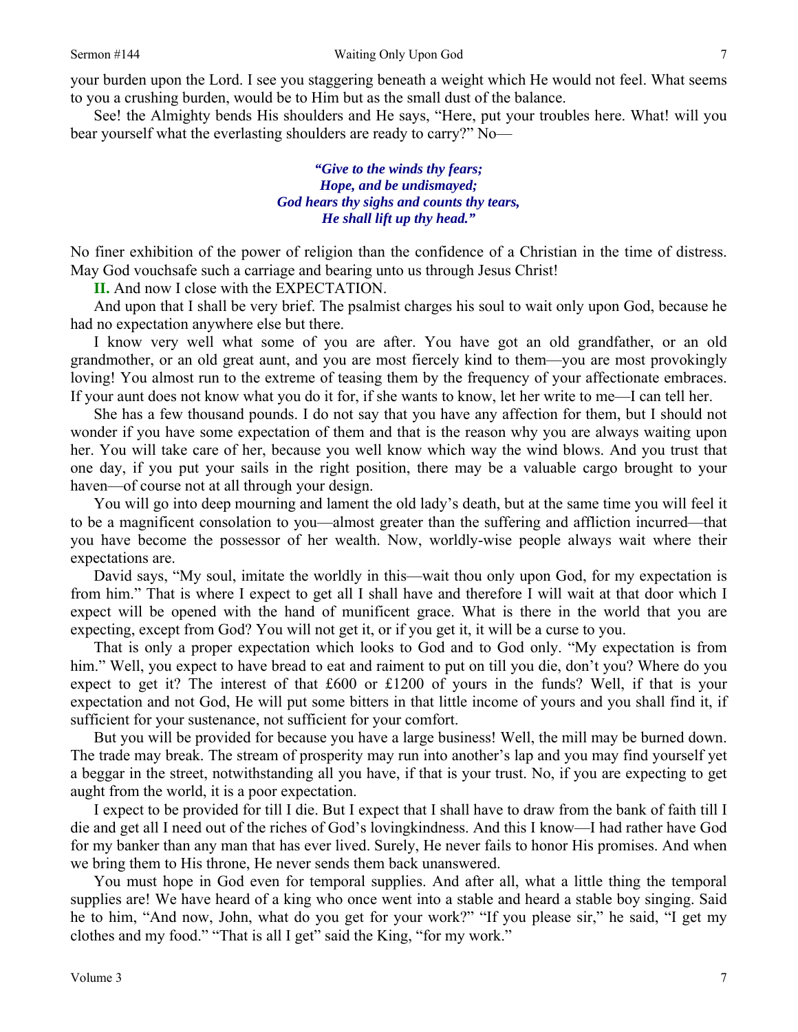your burden upon the Lord. I see you staggering beneath a weight which He would not feel. What seems to you a crushing burden, would be to Him but as the small dust of the balance.

See! the Almighty bends His shoulders and He says, "Here, put your troubles here. What! will you bear yourself what the everlasting shoulders are ready to carry?" No—

> ***"Give to the winds thy fears;***
> ***Hope, and be undismayed;***
> ***God hears thy sighs and counts thy tears,***
> ***He shall lift up thy head."***

No finer exhibition of the power of religion than the confidence of a Christian in the time of distress. May God vouchsafe such a carriage and bearing unto us through Jesus Christ!

**II.** And now I close with the EXPECTATION.

And upon that I shall be very brief. The psalmist charges his soul to wait only upon God, because he had no expectation anywhere else but there.

I know very well what some of you are after. You have got an old grandfather, or an old grandmother, or an old great aunt, and you are most fiercely kind to them—you are most provokingly loving! You almost run to the extreme of teasing them by the frequency of your affectionate embraces. If your aunt does not know what you do it for, if she wants to know, let her write to me—I can tell her.

She has a few thousand pounds. I do not say that you have any affection for them, but I should not wonder if you have some expectation of them and that is the reason why you are always waiting upon her. You will take care of her, because you well know which way the wind blows. And you trust that one day, if you put your sails in the right position, there may be a valuable cargo brought to your haven—of course not at all through your design.

You will go into deep mourning and lament the old lady's death, but at the same time you will feel it to be a magnificent consolation to you—almost greater than the suffering and affliction incurred—that you have become the possessor of her wealth. Now, worldly-wise people always wait where their expectations are.

David says, "My soul, imitate the worldly in this—wait thou only upon God, for my expectation is from him." That is where I expect to get all I shall have and therefore I will wait at that door which I expect will be opened with the hand of munificent grace. What is there in the world that you are expecting, except from God? You will not get it, or if you get it, it will be a curse to you.

That is only a proper expectation which looks to God and to God only. "My expectation is from him." Well, you expect to have bread to eat and raiment to put on till you die, don't you? Where do you expect to get it? The interest of that £600 or £1200 of yours in the funds? Well, if that is your expectation and not God, He will put some bitters in that little income of yours and you shall find it, if sufficient for your sustenance, not sufficient for your comfort.

But you will be provided for because you have a large business! Well, the mill may be burned down. The trade may break. The stream of prosperity may run into another's lap and you may find yourself yet a beggar in the street, notwithstanding all you have, if that is your trust. No, if you are expecting to get aught from the world, it is a poor expectation.

I expect to be provided for till I die. But I expect that I shall have to draw from the bank of faith till I die and get all I need out of the riches of God's lovingkindness. And this I know—I had rather have God for my banker than any man that has ever lived. Surely, He never fails to honor His promises. And when we bring them to His throne, He never sends them back unanswered.

You must hope in God even for temporal supplies. And after all, what a little thing the temporal supplies are! We have heard of a king who once went into a stable and heard a stable boy singing. Said he to him, "And now, John, what do you get for your work?" "If you please sir," he said, "I get my clothes and my food." "That is all I get" said the King, "for my work."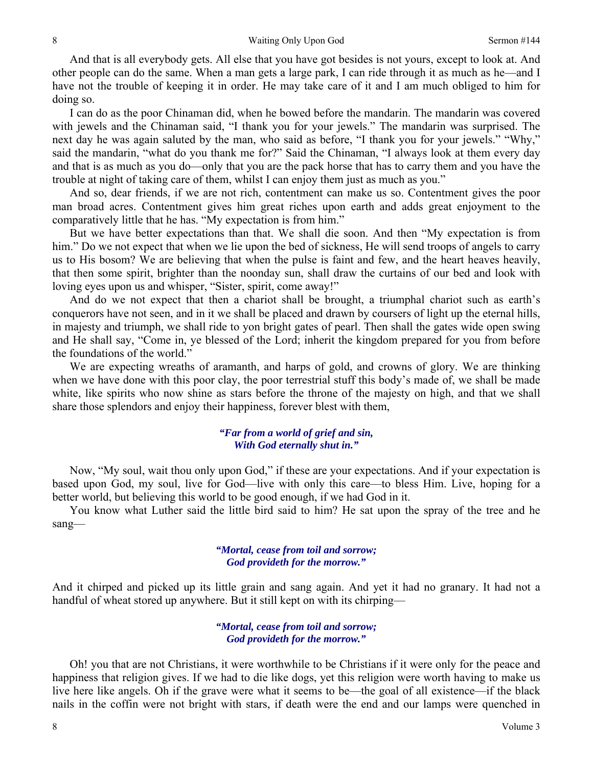And that is all everybody gets. All else that you have got besides is not yours, except to look at. And other people can do the same. When a man gets a large park, I can ride through it as much as he—and I have not the trouble of keeping it in order. He may take care of it and I am much obliged to him for doing so.

I can do as the poor Chinaman did, when he bowed before the mandarin. The mandarin was covered with jewels and the Chinaman said, "I thank you for your jewels." The mandarin was surprised. The next day he was again saluted by the man, who said as before, "I thank you for your jewels." "Why," said the mandarin, "what do you thank me for?" Said the Chinaman, "I always look at them every day and that is as much as you do—only that you are the pack horse that has to carry them and you have the trouble at night of taking care of them, whilst I can enjoy them just as much as you."

And so, dear friends, if we are not rich, contentment can make us so. Contentment gives the poor man broad acres. Contentment gives him great riches upon earth and adds great enjoyment to the comparatively little that he has. "My expectation is from him."

But we have better expectations than that. We shall die soon. And then "My expectation is from him." Do we not expect that when we lie upon the bed of sickness, He will send troops of angels to carry us to His bosom? We are believing that when the pulse is faint and few, and the heart heaves heavily, that then some spirit, brighter than the noonday sun, shall draw the curtains of our bed and look with loving eyes upon us and whisper, "Sister, spirit, come away!"

And do we not expect that then a chariot shall be brought, a triumphal chariot such as earth's conquerors have not seen, and in it we shall be placed and drawn by coursers of light up the eternal hills, in majesty and triumph, we shall ride to yon bright gates of pearl. Then shall the gates wide open swing and He shall say, "Come in, ye blessed of the Lord; inherit the kingdom prepared for you from before the foundations of the world."

We are expecting wreaths of aramanth, and harps of gold, and crowns of glory. We are thinking when we have done with this poor clay, the poor terrestrial stuff this body's made of, we shall be made white, like spirits who now shine as stars before the throne of the majesty on high, and that we shall share those splendors and enjoy their happiness, forever blest with them,

> ***"Far from a world of grief and sin,***
> ***With God eternally shut in."***

Now, "My soul, wait thou only upon God," if these are your expectations. And if your expectation is based upon God, my soul, live for God—live with only this care—to bless Him. Live, hoping for a better world, but believing this world to be good enough, if we had God in it.

You know what Luther said the little bird said to him? He sat upon the spray of the tree and he sang—

> ***"Mortal, cease from toil and sorrow;***
> ***God provideth for the morrow."***

And it chirped and picked up its little grain and sang again. And yet it had no granary. It had not a handful of wheat stored up anywhere. But it still kept on with its chirping—

> ***"Mortal, cease from toil and sorrow;***
> ***God provideth for the morrow."***

Oh! you that are not Christians, it were worthwhile to be Christians if it were only for the peace and happiness that religion gives. If we had to die like dogs, yet this religion were worth having to make us live here like angels. Oh if the grave were what it seems to be—the goal of all existence—if the black nails in the coffin were not bright with stars, if death were the end and our lamps were quenched in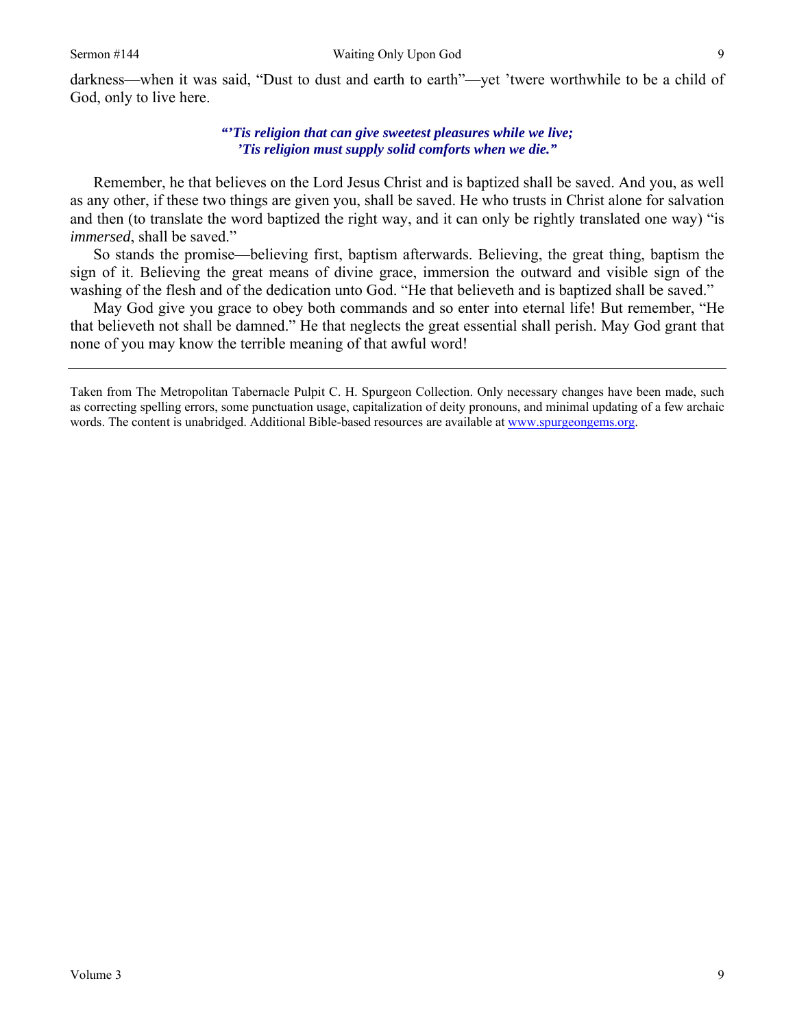darkness—when it was said, "Dust to dust and earth to earth"—yet 'twere worthwhile to be a child of God, only to live here.

> ***"'Tis religion that can give sweetest pleasures while we live;***
> ***'Tis religion must supply solid comforts when we die."***

Remember, he that believes on the Lord Jesus Christ and is baptized shall be saved. And you, as well as any other, if these two things are given you, shall be saved. He who trusts in Christ alone for salvation and then (to translate the word baptized the right way, and it can only be rightly translated one way) "is *immersed*, shall be saved."

So stands the promise—believing first, baptism afterwards. Believing, the great thing, baptism the sign of it. Believing the great means of divine grace, immersion the outward and visible sign of the washing of the flesh and of the dedication unto God. "He that believeth and is baptized shall be saved."

May God give you grace to obey both commands and so enter into eternal life! But remember, "He that believeth not shall be damned." He that neglects the great essential shall perish. May God grant that none of you may know the terrible meaning of that awful word!

---

Taken from The Metropolitan Tabernacle Pulpit C. H. Spurgeon Collection. Only necessary changes have been made, such as correcting spelling errors, some punctuation usage, capitalization of deity pronouns, and minimal updating of a few archaic words. The content is unabridged. Additional Bible-based resources are available at www.spurgeongems.org.